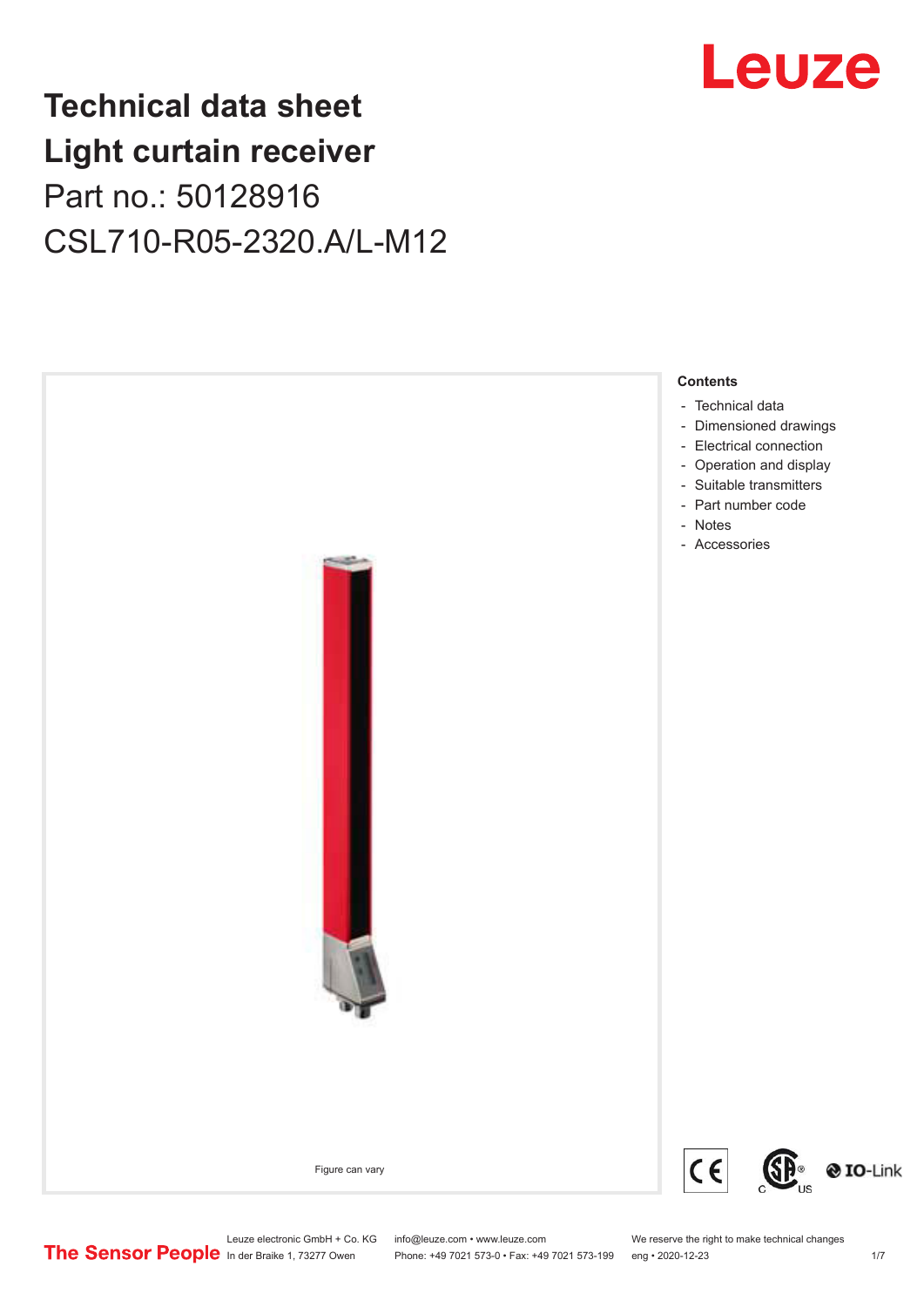# Technical data sheet
# Light curtain receiver
## Part no.: 50128916
## CSL710-R05-2320.A/L-M12

Figure can vary

**Contents**

- Technical data
- Dimensioned drawings
- Electrical connection
- Operation and display
- Suitable transmitters
- Part number code
- Notes
- Accessories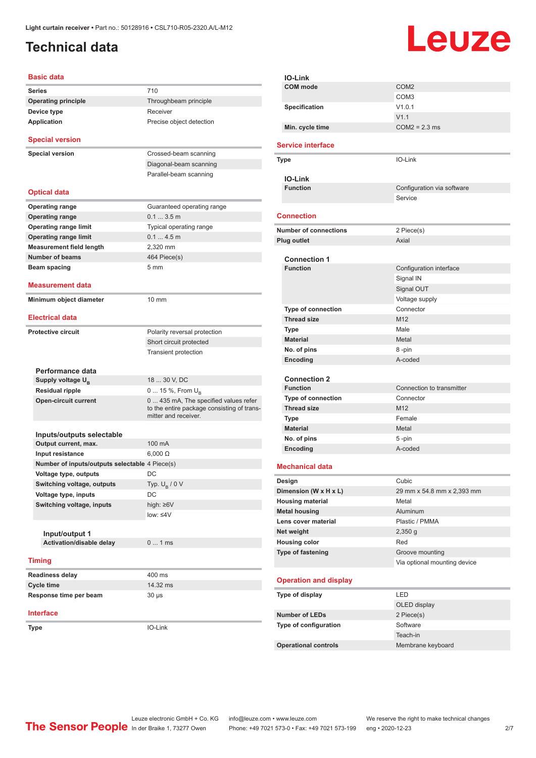# Technical data

## Basic data

| | |
|---|---|
| **Series** | 710 |
| **Operating principle** | Throughbeam principle |
| **Device type** | Receiver |
| **Application** | Precise object detection |

## Special version

| | |
|---|---|
| **Special version** | Crossed-beam scanning |
| | Diagonal-beam scanning |
| | Parallel-beam scanning |

## Optical data

| | |
|---|---|
| **Operating range** | Guaranteed operating range |
| **Operating range** | 0.1 ... 3.5 m |
| **Operating range limit** | Typical operating range |
| **Operating range limit** | 0.1 ... 4.5 m |
| **Measurement field length** | 2,320 mm |
| **Number of beams** | 464 Piece(s) |
| **Beam spacing** | 5 mm |

## Measurement data

| | |
|---|---|
| **Minimum object diameter** | 10 mm |

## Electrical data

| | |
|---|---|
| **Protective circuit** | Polarity reversal protection |
| | Short circuit protected |
| | Transient protection |

### Performance data

| | |
|---|---|
| **Supply voltage $U_B$** | 18 ... 30 V, DC |
| **Residual ripple** | 0 ... 15 %, From $U_B$ |
| **Open-circuit current** | 0 ... 435 mA, The specified values refer to the entire package consisting of transmitter and receiver. |

### Inputs/outputs selectable

| | |
|---|---|
| **Output current, max.** | 100 mA |
| **Input resistance** | 6,000 Ω |
| **Number of inputs/outputs selectable** | 4 Piece(s) |
| **Voltage type, outputs** | DC |
| **Switching voltage, outputs** | Typ. $U_B$ / 0 V |
| **Voltage type, inputs** | DC |
| **Switching voltage, inputs** | high: ≥6V |
| | low: ≤4V |

#### Input/output 1

| | |
|---|---|
| **Activation/disable delay** | 0 ... 1 ms |

## Timing

| | |
|---|---|
| **Readiness delay** | 400 ms |
| **Cycle time** | 14.32 ms |
| **Response time per beam** | 30 μs |

## Interface

| | |
|---|---|
| **Type** | IO-Link |

### IO-Link

| | |
|---|---|
| **COM mode** | COM2 |
| | COM3 |
| **Specification** | V1.0.1 |
| | V1.1 |
| **Min. cycle time** | COM2 = 2.3 ms |

## Service interface

| | |
|---|---|
| **Type** | IO-Link |

### IO-Link

| | |
|---|---|
| **Function** | Configuration via software |
| | Service |

## Connection

| | |
|---|---|
| **Number of connections** | 2 Piece(s) |
| **Plug outlet** | Axial |

### Connection 1

| | |
|---|---|
| **Function** | Configuration interface |
| | Signal IN |
| | Signal OUT |
| | Voltage supply |
| **Type of connection** | Connector |
| **Thread size** | M12 |
| **Type** | Male |
| **Material** | Metal |
| **No. of pins** | 8 -pin |
| **Encoding** | A-coded |

### Connection 2

| | |
|---|---|
| **Function** | Connection to transmitter |
| **Type of connection** | Connector |
| **Thread size** | M12 |
| **Type** | Female |
| **Material** | Metal |
| **No. of pins** | 5 -pin |
| **Encoding** | A-coded |

## Mechanical data

| | |
|---|---|
| **Design** | Cubic |
| **Dimension (W x H x L)** | 29 mm x 54.8 mm x 2,393 mm |
| **Housing material** | Metal |
| **Metal housing** | Aluminum |
| **Lens cover material** | Plastic / PMMA |
| **Net weight** | 2,350 g |
| **Housing color** | Red |
| **Type of fastening** | Groove mounting |
| | Via optional mounting device |

## Operation and display

| | |
|---|---|
| **Type of display** | LED |
| | OLED display |
| **Number of LEDs** | 2 Piece(s) |
| **Type of configuration** | Software |
| | Teach-in |
| **Operational controls** | Membrane keyboard |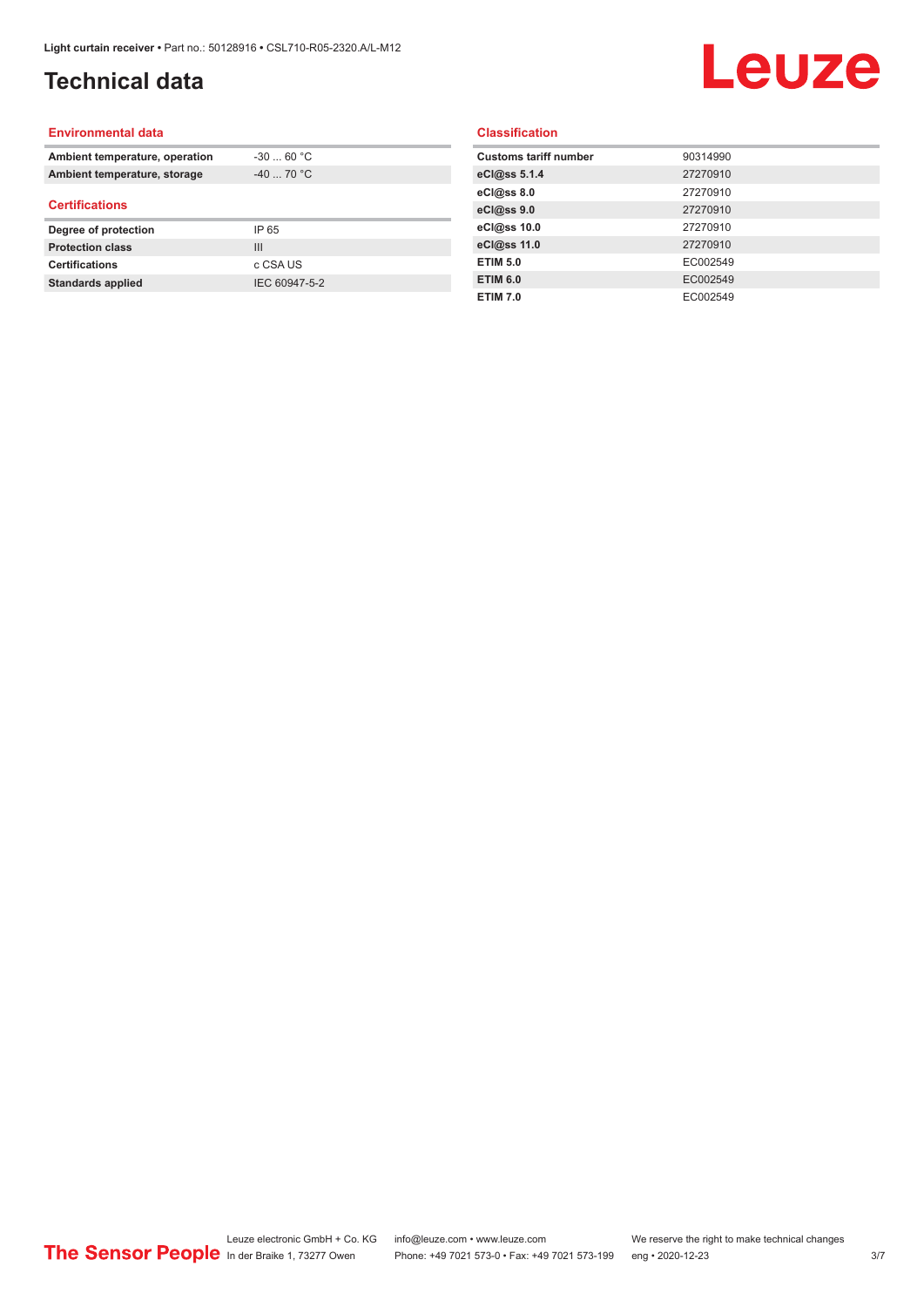# Technical data

## Environmental data

| | |
|---|---|
| **Ambient temperature, operation** | -30 ... 60 °C |
| **Ambient temperature, storage** | -40 ... 70 °C |

## Certifications

| | |
|---|---|
| **Degree of protection** | IP 65 |
| **Protection class** | III |
| **Certifications** | c CSA US |
| **Standards applied** | IEC 60947-5-2 |

## Classification

| | |
|---|---|
| **Customs tariff number** | 90314990 |
| **eCl@ss 5.1.4** | 27270910 |
| **eCl@ss 8.0** | 27270910 |
| **eCl@ss 9.0** | 27270910 |
| **eCl@ss 10.0** | 27270910 |
| **eCl@ss 11.0** | 27270910 |
| **ETIM 5.0** | EC002549 |
| **ETIM 6.0** | EC002549 |
| **ETIM 7.0** | EC002549 |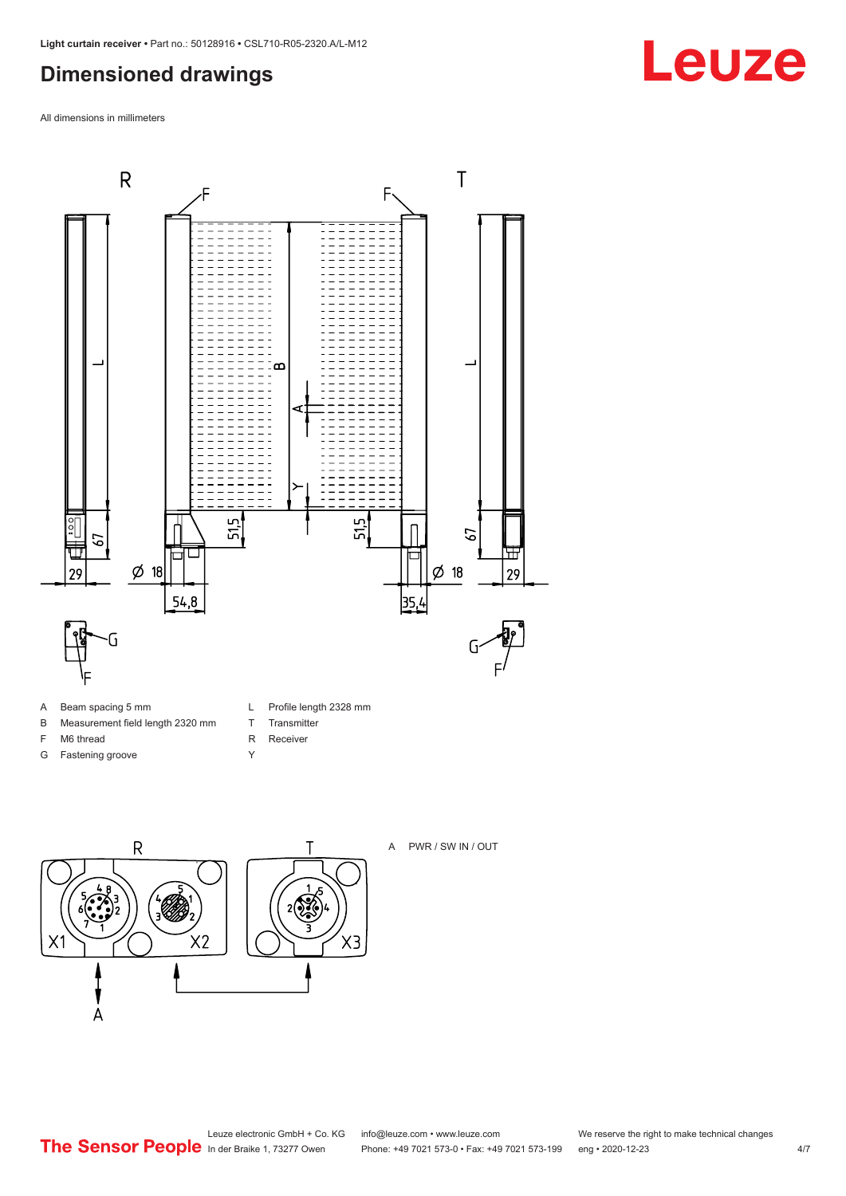## Dimensioned drawings

All dimensions in millimeters

| | | | |
|---|---|---|---|
| A | Beam spacing 5 mm | L | Profile length 2328 mm |
| B | Measurement field length 2320 mm | T | Transmitter |
| F | M6 thread | R | Receiver |
| G | Fastening groove | Y | |

A PWR / SW IN / OUT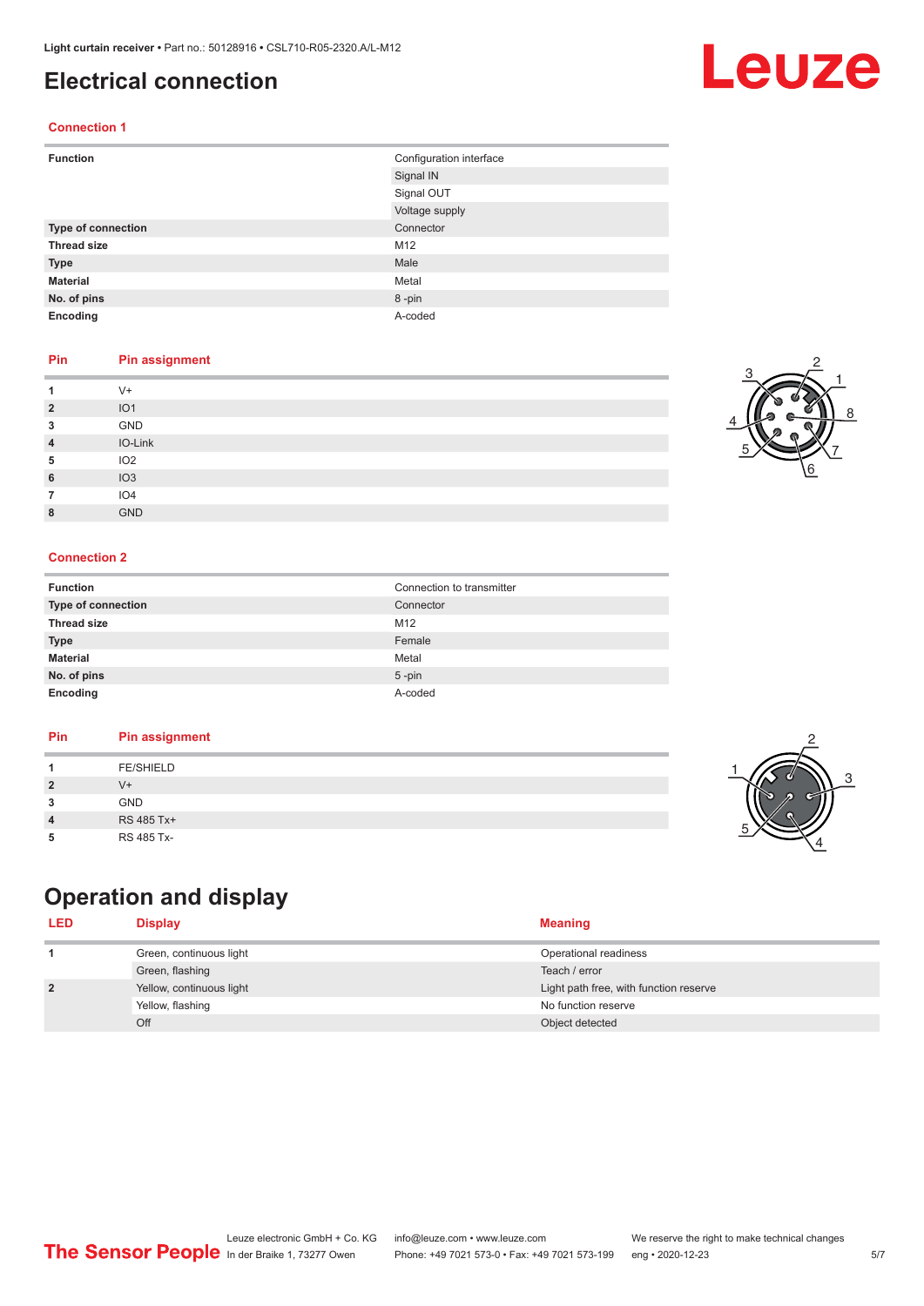# Electrical connection

### Connection 1

| Function | Configuration interface |
|---|---|
| | Signal IN |
| | Signal OUT |
| | Voltage supply |
| **Type of connection** | Connector |
| **Thread size** | M12 |
| **Type** | Male |
| **Material** | Metal |
| **No. of pins** | 8 -pin |
| **Encoding** | A-coded |

| Pin | Pin assignment |
|---|---|
| 1 | V+ |
| 2 | IO1 |
| 3 | GND |
| 4 | IO-Link |
| 5 | IO2 |
| 6 | IO3 |
| 7 | IO4 |
| 8 | GND |

### Connection 2

| Function | Connection to transmitter |
|---|---|
| **Type of connection** | Connector |
| **Thread size** | M12 |
| **Type** | Female |
| **Material** | Metal |
| **No. of pins** | 5 -pin |
| **Encoding** | A-coded |

| Pin | Pin assignment |
|---|---|
| 1 | FE/SHIELD |
| 2 | V+ |
| 3 | GND |
| 4 | RS 485 Tx+ |
| 5 | RS 485 Tx- |

# Operation and display

| LED | Display | Meaning |
|---|---|---|
| 1 | Green, continuous light | Operational readiness |
| | Green, flashing | Teach / error |
| 2 | Yellow, continuous light | Light path free, with function reserve |
| | Yellow, flashing | No function reserve |
| | Off | Object detected |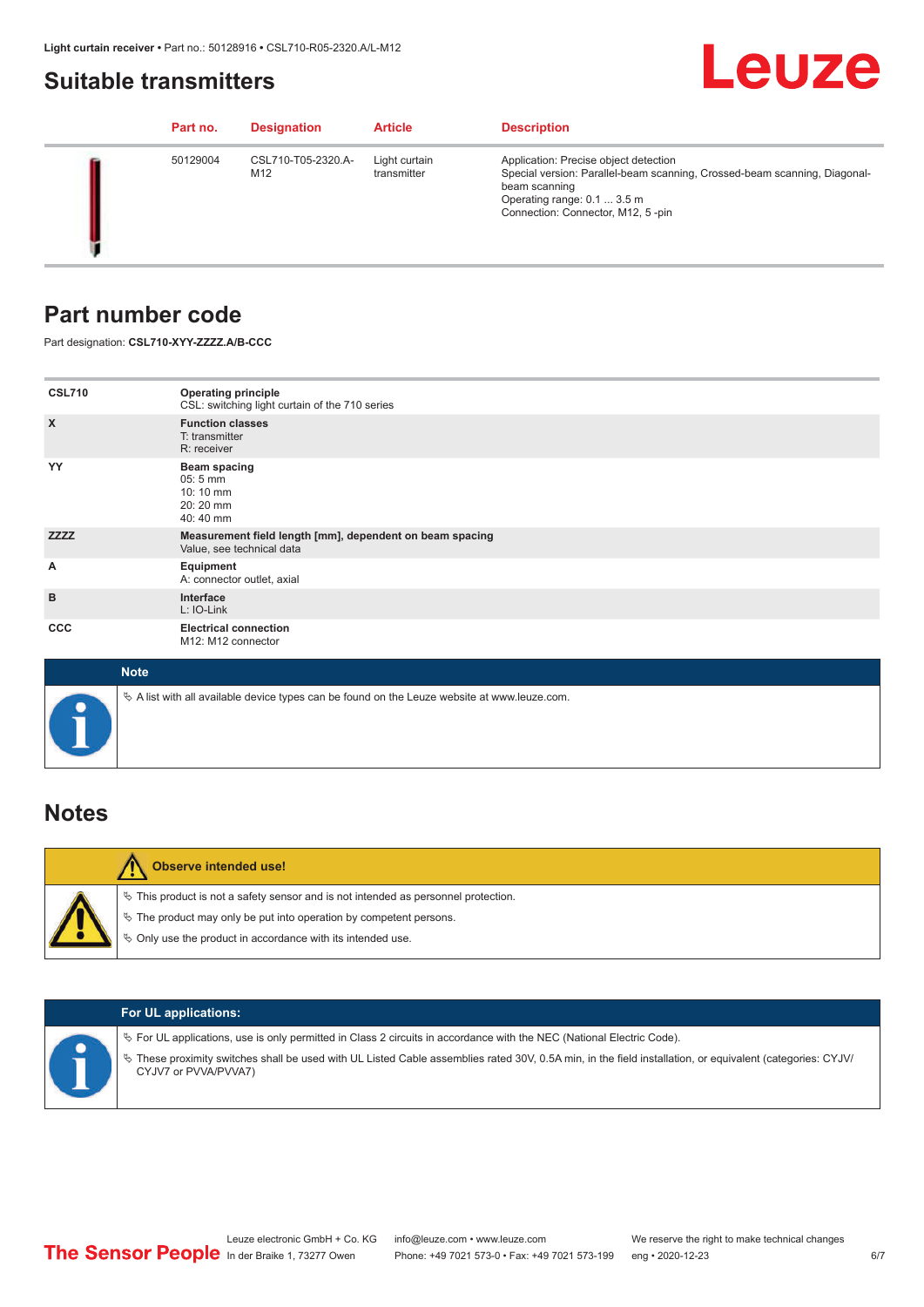## Suitable transmitters

| Part no. | Designation | Article | Description |
|---|---|---|---|
| 50129004 | CSL710-T05-2320.A-M12 | Light curtain transmitter | Application: Precise object detection<br>Special version: Parallel-beam scanning, Crossed-beam scanning, Diagonal-beam scanning<br>Operating range: 0.1 ... 3.5 m<br>Connection: Connector, M12, 5 -pin |

## Part number code

Part designation: **CSL710-XYY-ZZZZ.A/B-CCC**

| | |
|---|---|
| **CSL710** | **Operating principle**<br>CSL: switching light curtain of the 710 series |
| **X** | **Function classes**<br>T: transmitter<br>R: receiver |
| **YY** | **Beam spacing**<br>05: 5 mm<br>10: 10 mm<br>20: 20 mm<br>40: 40 mm |
| **ZZZZ** | **Measurement field length [mm], dependent on beam spacing**<br>Value, see technical data |
| **A** | **Equipment**<br>A: connector outlet, axial |
| **B** | **Interface**<br>L: IO-Link |
| **CCC** | **Electrical connection**<br>M12: M12 connector |

**Note**

- A list with all available device types can be found on the Leuze website at www.leuze.com.

## Notes

**Observe intended use!**

- This product is not a safety sensor and is not intended as personnel protection.
- The product may only be put into operation by competent persons.
- Only use the product in accordance with its intended use.

**For UL applications:**

- For UL applications, use is only permitted in Class 2 circuits in accordance with the NEC (National Electric Code).
- These proximity switches shall be used with UL Listed Cable assemblies rated 30V, 0.5A min, in the field installation, or equivalent (categories: CYJV/CYJV7 or PVVA/PVVA7)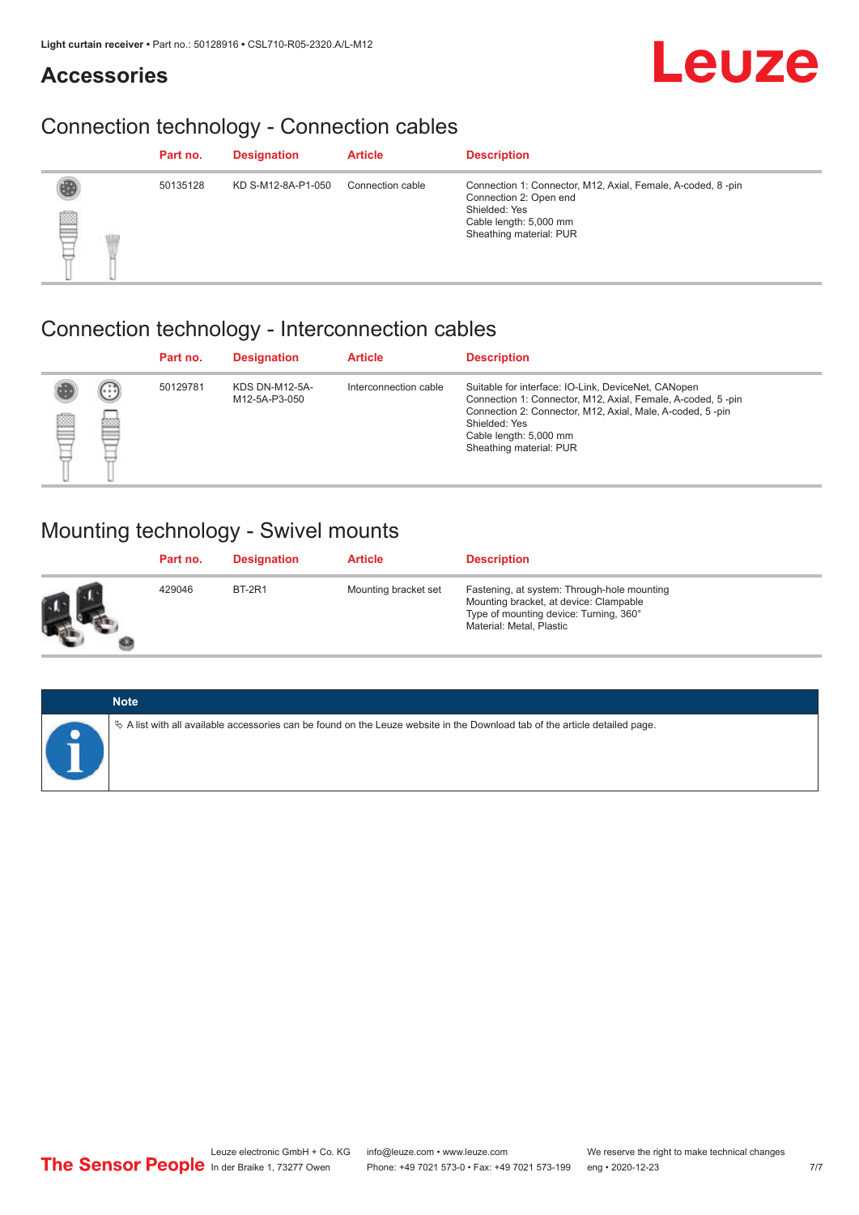## Accessories

Leuze

## Connection technology - Connection cables

| | Part no. | Designation | Article | Description |
|---|---|---|---|---|
| | 50135128 | KD S-M12-8A-P1-050 | Connection cable | Connection 1: Connector, M12, Axial, Female, A-coded, 8 -pin<br>Connection 2: Open end<br>Shielded: Yes<br>Cable length: 5,000 mm<br>Sheathing material: PUR |

## Connection technology - Interconnection cables

| | Part no. | Designation | Article | Description |
|---|---|---|---|---|
| | 50129781 | KDS DN-M12-5A-M12-5A-P3-050 | Interconnection cable | Suitable for interface: IO-Link, DeviceNet, CANopen<br>Connection 1: Connector, M12, Axial, Female, A-coded, 5 -pin<br>Connection 2: Connector, M12, Axial, Male, A-coded, 5 -pin<br>Shielded: Yes<br>Cable length: 5,000 mm<br>Sheathing material: PUR |

## Mounting technology - Swivel mounts

| | Part no. | Designation | Article | Description |
|---|---|---|---|---|
| | 429046 | BT-2R1 | Mounting bracket set | Fastening, at system: Through-hole mounting<br>Mounting bracket, at device: Clampable<br>Type of mounting device: Turning, 360°<br>Material: Metal, Plastic |

**Note**

A list with all available accessories can be found on the Leuze website in the Download tab of the article detailed page.

The Sensor People

Leuze electronic GmbH + Co. KG
In der Braike 1, 73277 Owen

info@leuze.com • www.leuze.com
Phone: +49 7021 573-0 • Fax: +49 7021 573-199

We reserve the right to make technical changes
eng • 2020-12-23